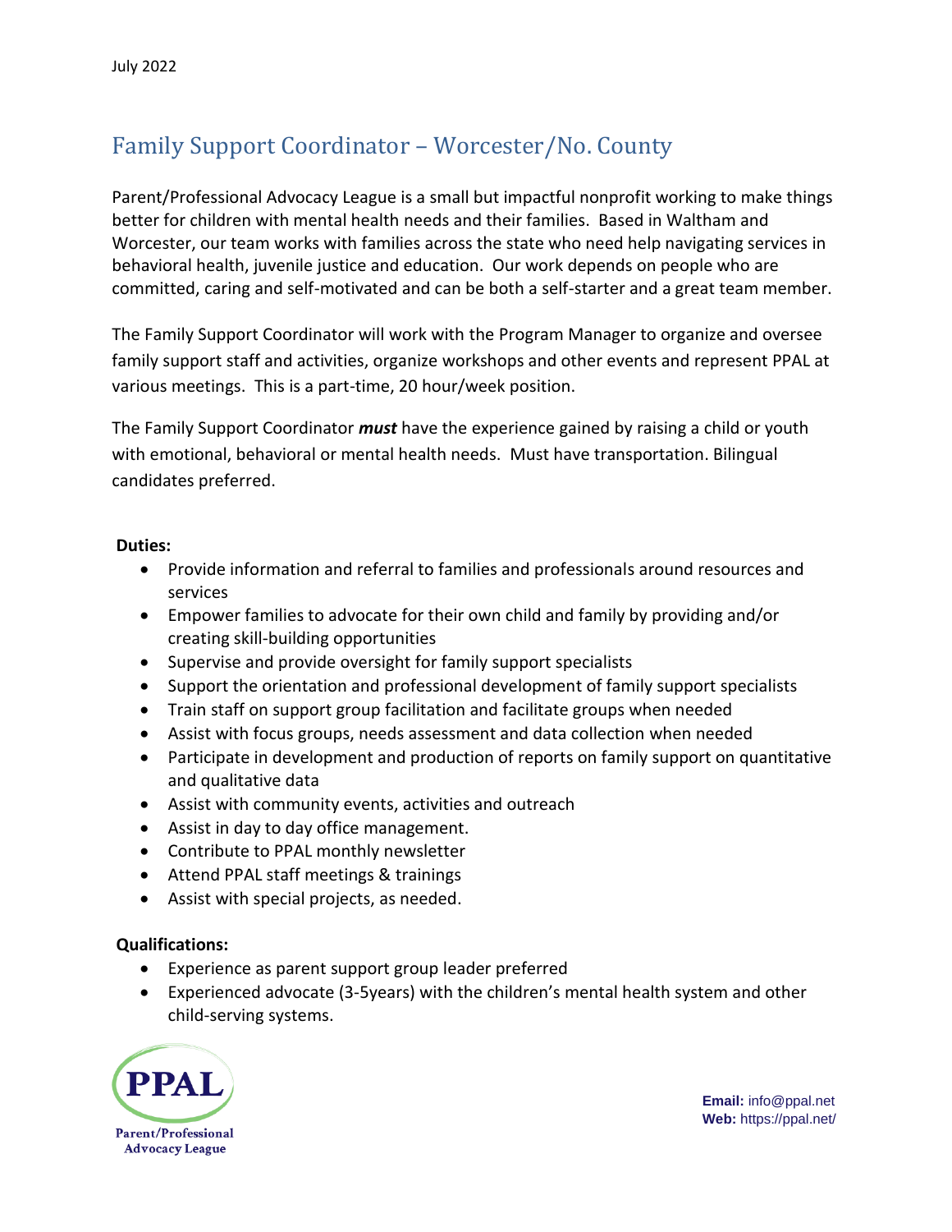July 2022

# Family Support Coordinator – Worcester/No. County

Parent/Professional Advocacy League is a small but impactful nonprofit working to make things better for children with mental health needs and their families. Based in Waltham and Worcester, our team works with families across the state who need help navigating services in behavioral health, juvenile justice and education. Our work depends on people who are committed, caring and self-motivated and can be both a self-starter and a great team member.

The Family Support Coordinator will work with the Program Manager to organize and oversee family support staff and activities, organize workshops and other events and represent PPAL at various meetings. This is a part-time, 20 hour/week position.

The Family Support Coordinator ***must*** have the experience gained by raising a child or youth with emotional, behavioral or mental health needs. Must have transportation. Bilingual candidates preferred.

**Duties:**

- Provide information and referral to families and professionals around resources and services
- Empower families to advocate for their own child and family by providing and/or creating skill-building opportunities
- Supervise and provide oversight for family support specialists
- Support the orientation and professional development of family support specialists
- Train staff on support group facilitation and facilitate groups when needed
- Assist with focus groups, needs assessment and data collection when needed
- Participate in development and production of reports on family support on quantitative and qualitative data
- Assist with community events, activities and outreach
- Assist in day to day office management.
- Contribute to PPAL monthly newsletter
- Attend PPAL staff meetings & trainings
- Assist with special projects, as needed.

**Qualifications:**

- Experience as parent support group leader preferred
- Experienced advocate (3-5years) with the children's mental health system and other child-serving systems.

PPAL
Parent/Professional Advocacy League

**Email:** info@ppal.net
**Web:** https://ppal.net/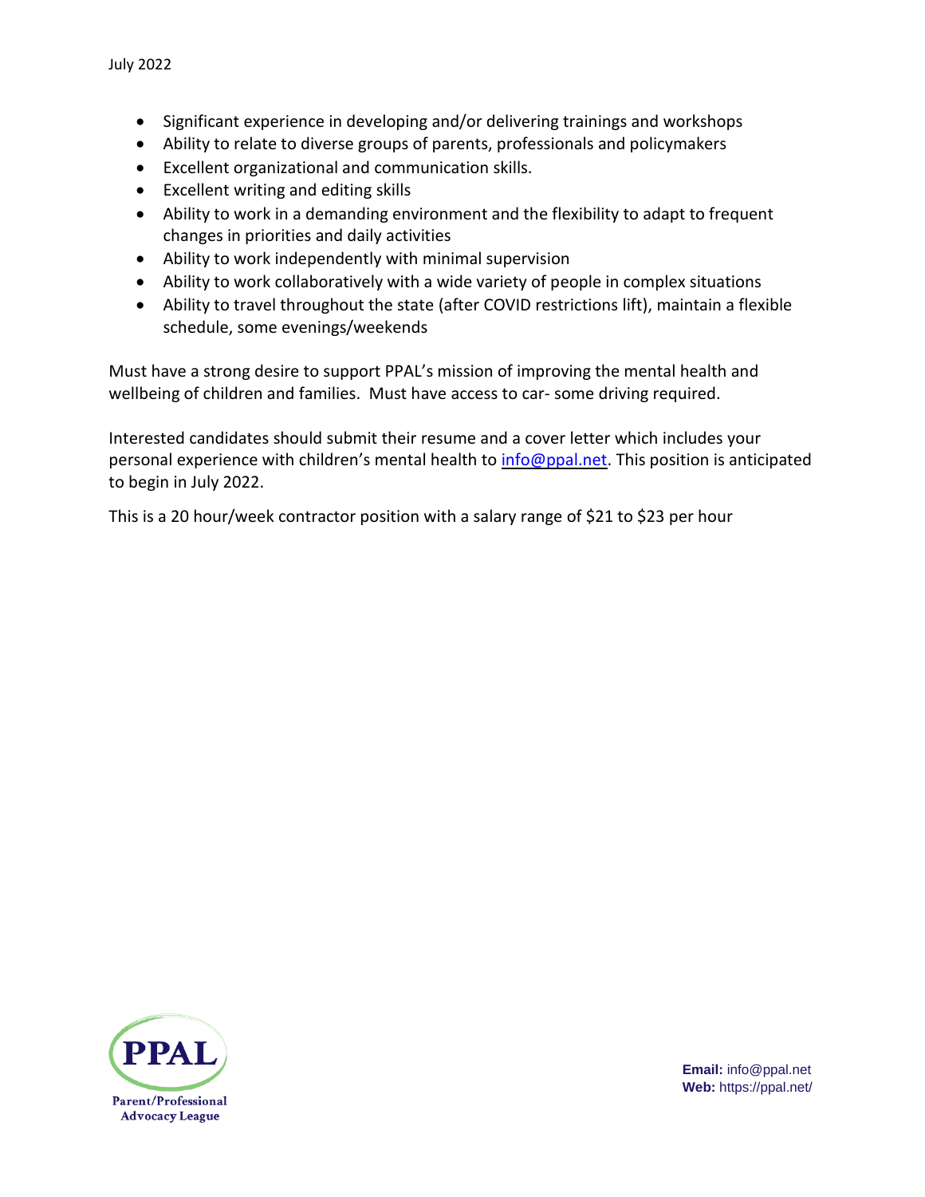- Significant experience in developing and/or delivering trainings and workshops
- Ability to relate to diverse groups of parents, professionals and policymakers
- Excellent organizational and communication skills.
- Excellent writing and editing skills
- Ability to work in a demanding environment and the flexibility to adapt to frequent changes in priorities and daily activities
- Ability to work independently with minimal supervision
- Ability to work collaboratively with a wide variety of people in complex situations
- Ability to travel throughout the state (after COVID restrictions lift), maintain a flexible schedule, some evenings/weekends

Must have a strong desire to support PPAL's mission of improving the mental health and wellbeing of children and families. Must have access to car- some driving required.

Interested candidates should submit their resume and a cover letter which includes your personal experience with children's mental health to info@ppal.net. This position is anticipated to begin in July 2022.

This is a 20 hour/week contractor position with a salary range of $21 to $23 per hour